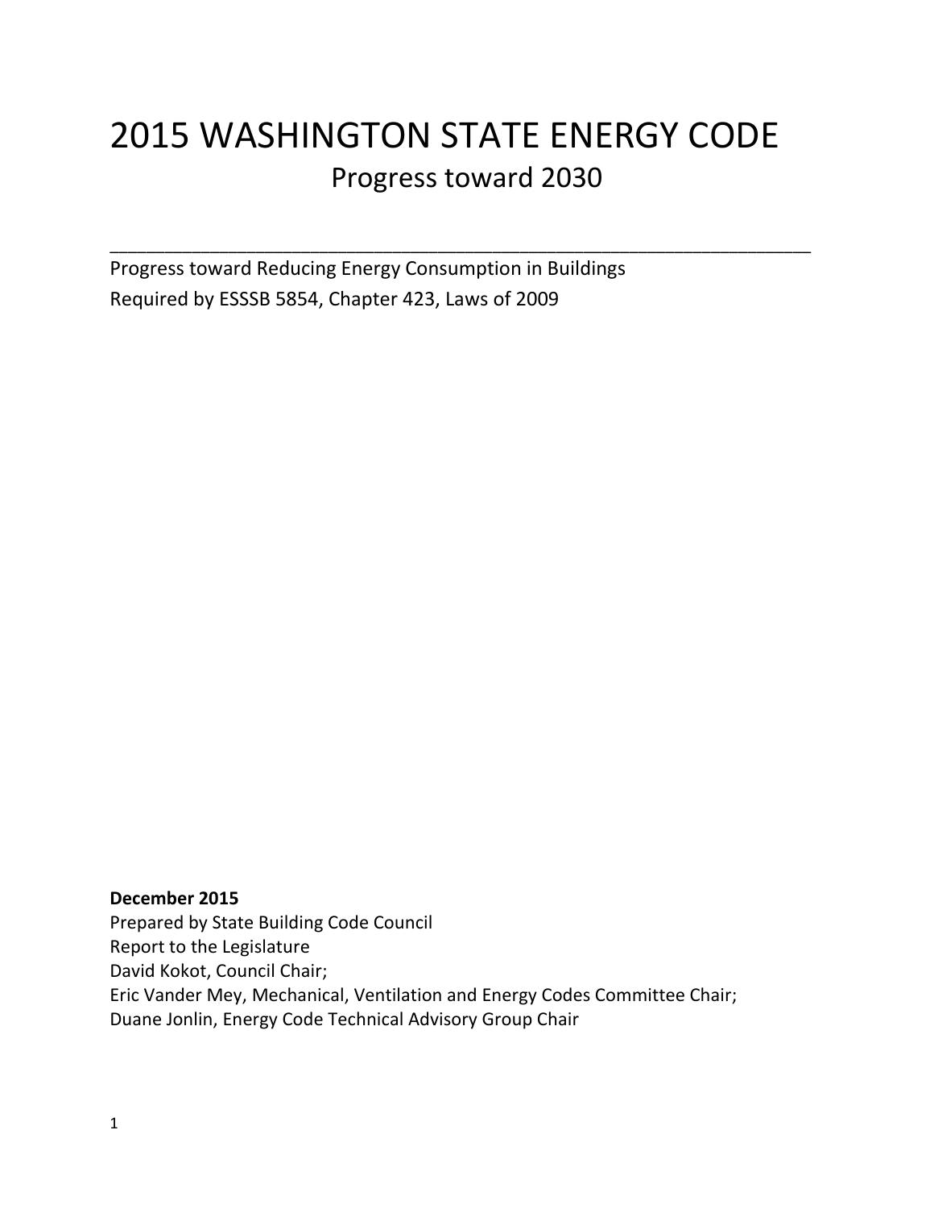# 2015 WASHINGTON STATE ENERGY CODE

## Progress toward 2030

---

Progress toward Reducing Energy Consumption in Buildings
Required by ESSSB 5854, Chapter 423, Laws of 2009

**December 2015**
Prepared by State Building Code Council
Report to the Legislature
David Kokot, Council Chair;
Eric Vander Mey, Mechanical, Ventilation and Energy Codes Committee Chair;
Duane Jonlin, Energy Code Technical Advisory Group Chair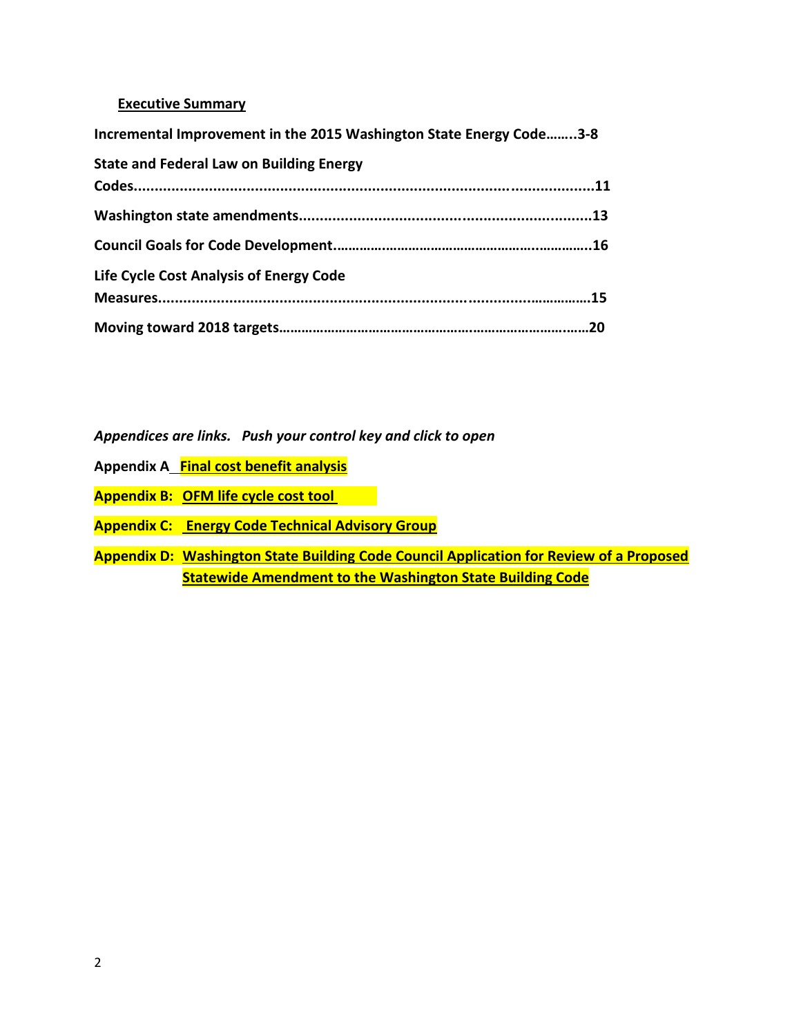**Executive Summary**

**Incremental Improvement in the 2015 Washington State Energy Code……..3-8**

**State and Federal Law on Building Energy Codes..........................................................................................................11**

**Washington state amendments.....................................................................13**

**Council Goals for Code Development.……………..……………………………………..…………..16**

**Life Cycle Cost Analysis of Energy Code Measures...................................................................................……………15**

**Moving toward 2018 targets……………………………………………………………………………20**

*Appendices are links. Push your control key and click to open*

**Appendix A Final cost benefit analysis**

**Appendix B: OFM life cycle cost tool**

**Appendix C: Energy Code Technical Advisory Group**

**Appendix D: Washington State Building Code Council Application for Review of a Proposed Statewide Amendment to the Washington State Building Code**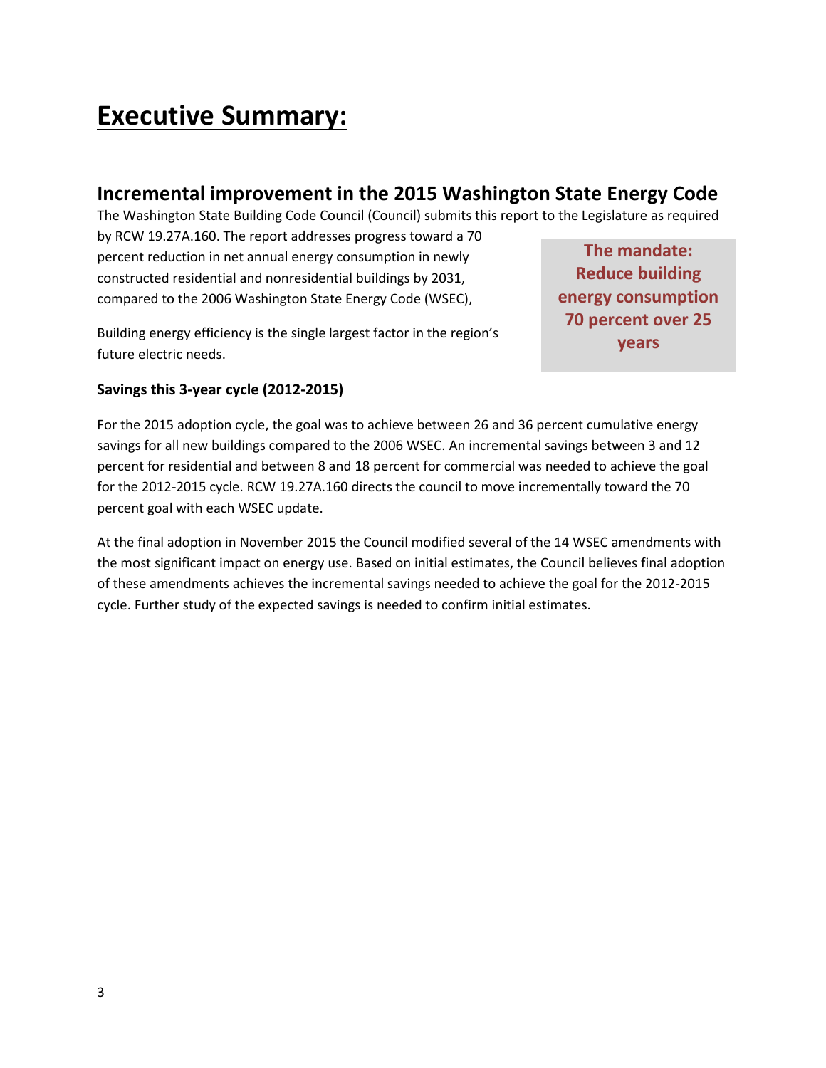# Executive Summary:

## Incremental improvement in the 2015 Washington State Energy Code

The Washington State Building Code Council (Council) submits this report to the Legislature as required by RCW 19.27A.160. The report addresses progress toward a 70 percent reduction in net annual energy consumption in newly constructed residential and nonresidential buildings by 2031, compared to the 2006 Washington State Energy Code (WSEC),

**The mandate: Reduce building energy consumption 70 percent over 25 years**

Building energy efficiency is the single largest factor in the region's future electric needs.

### Savings this 3-year cycle (2012-2015)

For the 2015 adoption cycle, the goal was to achieve between 26 and 36 percent cumulative energy savings for all new buildings compared to the 2006 WSEC. An incremental savings between 3 and 12 percent for residential and between 8 and 18 percent for commercial was needed to achieve the goal for the 2012-2015 cycle. RCW 19.27A.160 directs the council to move incrementally toward the 70 percent goal with each WSEC update.

At the final adoption in November 2015 the Council modified several of the 14 WSEC amendments with the most significant impact on energy use. Based on initial estimates, the Council believes final adoption of these amendments achieves the incremental savings needed to achieve the goal for the 2012-2015 cycle. Further study of the expected savings is needed to confirm initial estimates.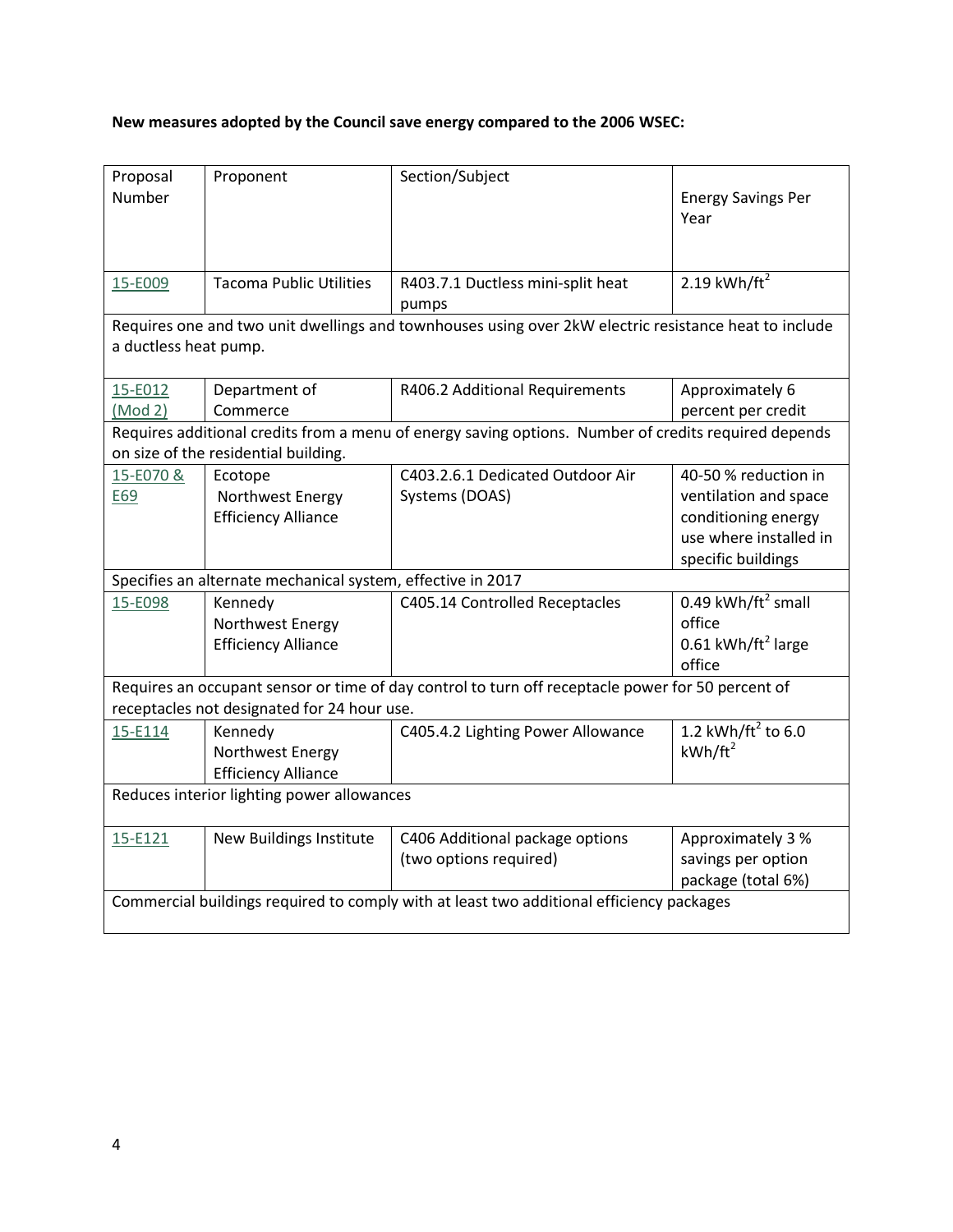**New measures adopted by the Council save energy compared to the 2006 WSEC:**

| Proposal Number | Proponent | Section/Subject | Energy Savings Per Year |
|---|---|---|---|
| 15-E009 | Tacoma Public Utilities | R403.7.1 Ductless mini-split heat pumps | 2.19 kWh/ft$^2$ |
| Requires one and two unit dwellings and townhouses using over 2kW electric resistance heat to include a ductless heat pump. | | | |
| 15-E012 (Mod 2) | Department of Commerce | R406.2 Additional Requirements | Approximately 6 percent per credit |
| Requires additional credits from a menu of energy saving options. Number of credits required depends on size of the residential building. | | | |
| 15-E070 & E69 | Ecotope Northwest Energy Efficiency Alliance | C403.2.6.1 Dedicated Outdoor Air Systems (DOAS) | 40-50 % reduction in ventilation and space conditioning energy use where installed in specific buildings |
| Specifies an alternate mechanical system, effective in 2017 | | | |
| 15-E098 | Kennedy Northwest Energy Efficiency Alliance | C405.14 Controlled Receptacles | 0.49 kWh/ft$^2$ small office<br>0.61 kWh/ft$^2$ large office |
| Requires an occupant sensor or time of day control to turn off receptacle power for 50 percent of receptacles not designated for 24 hour use. | | | |
| 15-E114 | Kennedy Northwest Energy Efficiency Alliance | C405.4.2 Lighting Power Allowance | 1.2 kWh/ft$^2$ to 6.0 kWh/ft$^2$ |
| Reduces interior lighting power allowances | | | |
| 15-E121 | New Buildings Institute | C406 Additional package options (two options required) | Approximately 3 % savings per option package (total 6%) |
| Commercial buildings required to comply with at least two additional efficiency packages | | | |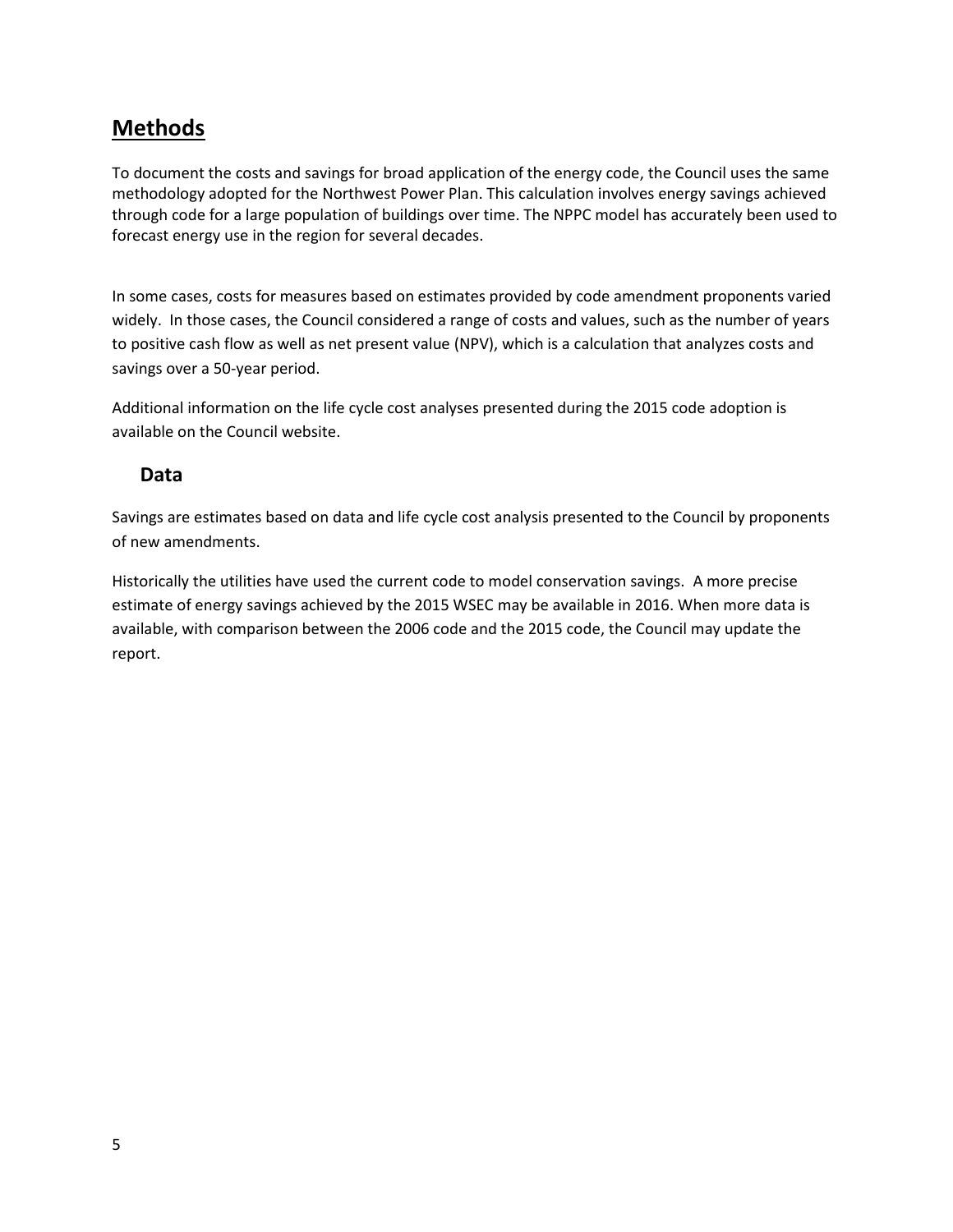# Methods

To document the costs and savings for broad application of the energy code, the Council uses the same methodology adopted for the Northwest Power Plan. This calculation involves energy savings achieved through code for a large population of buildings over time. The NPPC model has accurately been used to forecast energy use in the region for several decades.

In some cases, costs for measures based on estimates provided by code amendment proponents varied widely. In those cases, the Council considered a range of costs and values, such as the number of years to positive cash flow as well as net present value (NPV), which is a calculation that analyzes costs and savings over a 50-year period.

Additional information on the life cycle cost analyses presented during the 2015 code adoption is available on the Council website.

## Data

Savings are estimates based on data and life cycle cost analysis presented to the Council by proponents of new amendments.

Historically the utilities have used the current code to model conservation savings. A more precise estimate of energy savings achieved by the 2015 WSEC may be available in 2016. When more data is available, with comparison between the 2006 code and the 2015 code, the Council may update the report.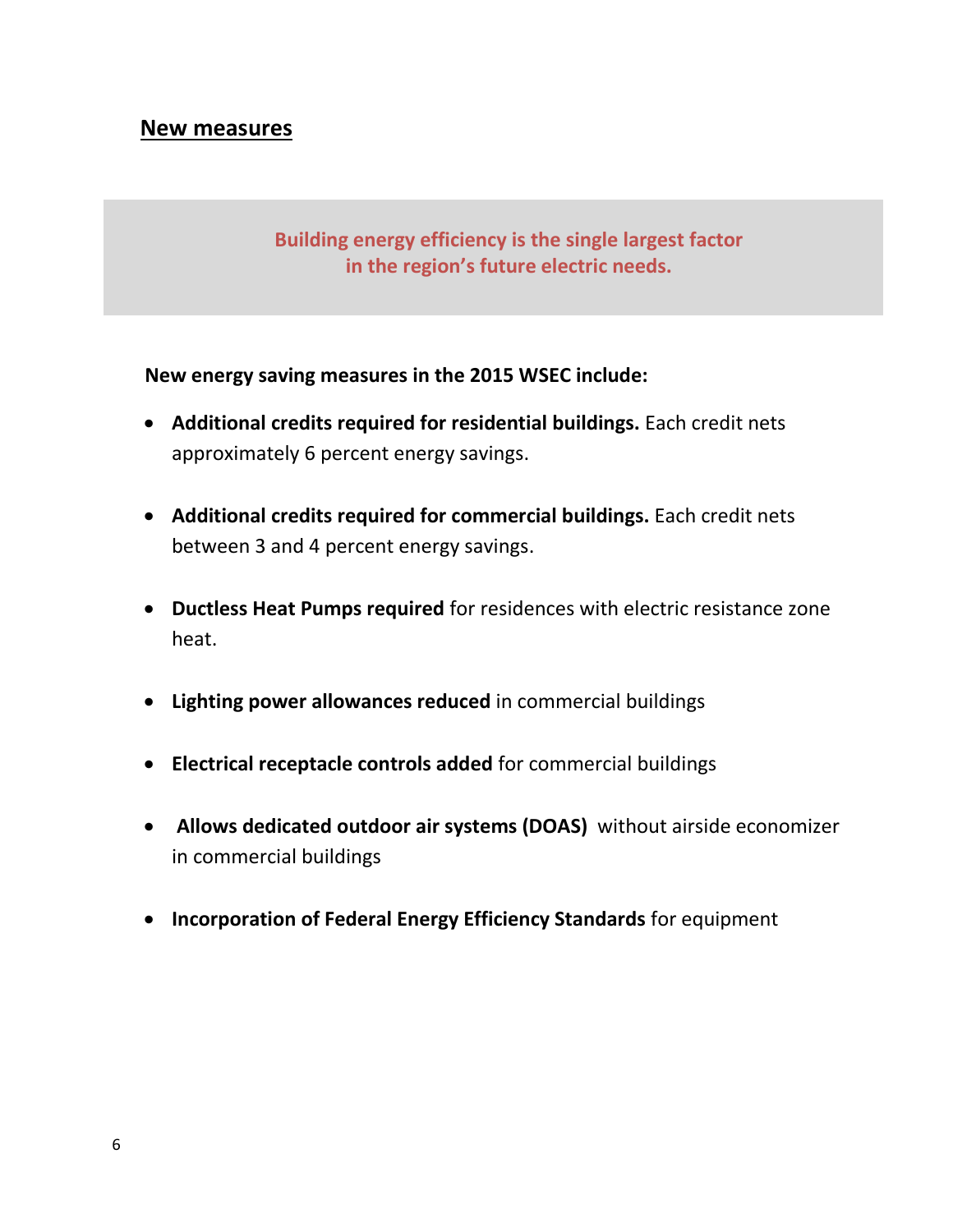## New measures

> **Building energy efficiency is the single largest factor in the region's future electric needs.**

**New energy saving measures in the 2015 WSEC include:**

- **Additional credits required for residential buildings.** Each credit nets approximately 6 percent energy savings.
- **Additional credits required for commercial buildings.** Each credit nets between 3 and 4 percent energy savings.
- **Ductless Heat Pumps required** for residences with electric resistance zone heat.
- **Lighting power allowances reduced** in commercial buildings
- **Electrical receptacle controls added** for commercial buildings
- **Allows dedicated outdoor air systems (DOAS)** without airside economizer in commercial buildings
- **Incorporation of Federal Energy Efficiency Standards** for equipment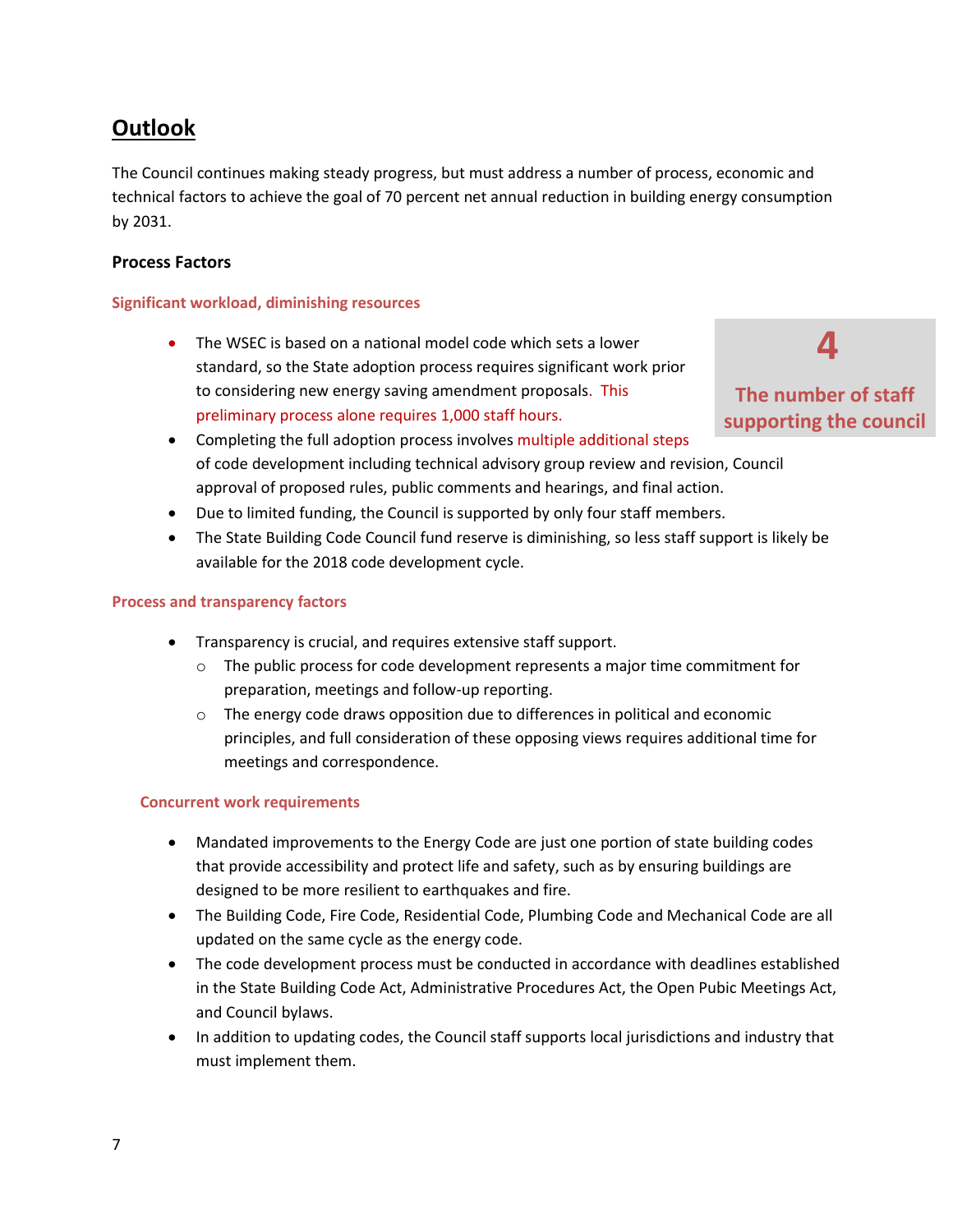## Outlook

The Council continues making steady progress, but must address a number of process, economic and technical factors to achieve the goal of 70 percent net annual reduction in building energy consumption by 2031.

### Process Factors

#### Significant workload, diminishing resources

**4**

**The number of staff supporting the council**

- The WSEC is based on a national model code which sets a lower standard, so the State adoption process requires significant work prior to considering new energy saving amendment proposals. This preliminary process alone requires 1,000 staff hours.
- Completing the full adoption process involves multiple additional steps of code development including technical advisory group review and revision, Council approval of proposed rules, public comments and hearings, and final action.
- Due to limited funding, the Council is supported by only four staff members.
- The State Building Code Council fund reserve is diminishing, so less staff support is likely be available for the 2018 code development cycle.

#### Process and transparency factors

- Transparency is crucial, and requires extensive staff support.
  - The public process for code development represents a major time commitment for preparation, meetings and follow-up reporting.
  - The energy code draws opposition due to differences in political and economic principles, and full consideration of these opposing views requires additional time for meetings and correspondence.

#### Concurrent work requirements

- Mandated improvements to the Energy Code are just one portion of state building codes that provide accessibility and protect life and safety, such as by ensuring buildings are designed to be more resilient to earthquakes and fire.
- The Building Code, Fire Code, Residential Code, Plumbing Code and Mechanical Code are all updated on the same cycle as the energy code.
- The code development process must be conducted in accordance with deadlines established in the State Building Code Act, Administrative Procedures Act, the Open Pubic Meetings Act, and Council bylaws.
- In addition to updating codes, the Council staff supports local jurisdictions and industry that must implement them.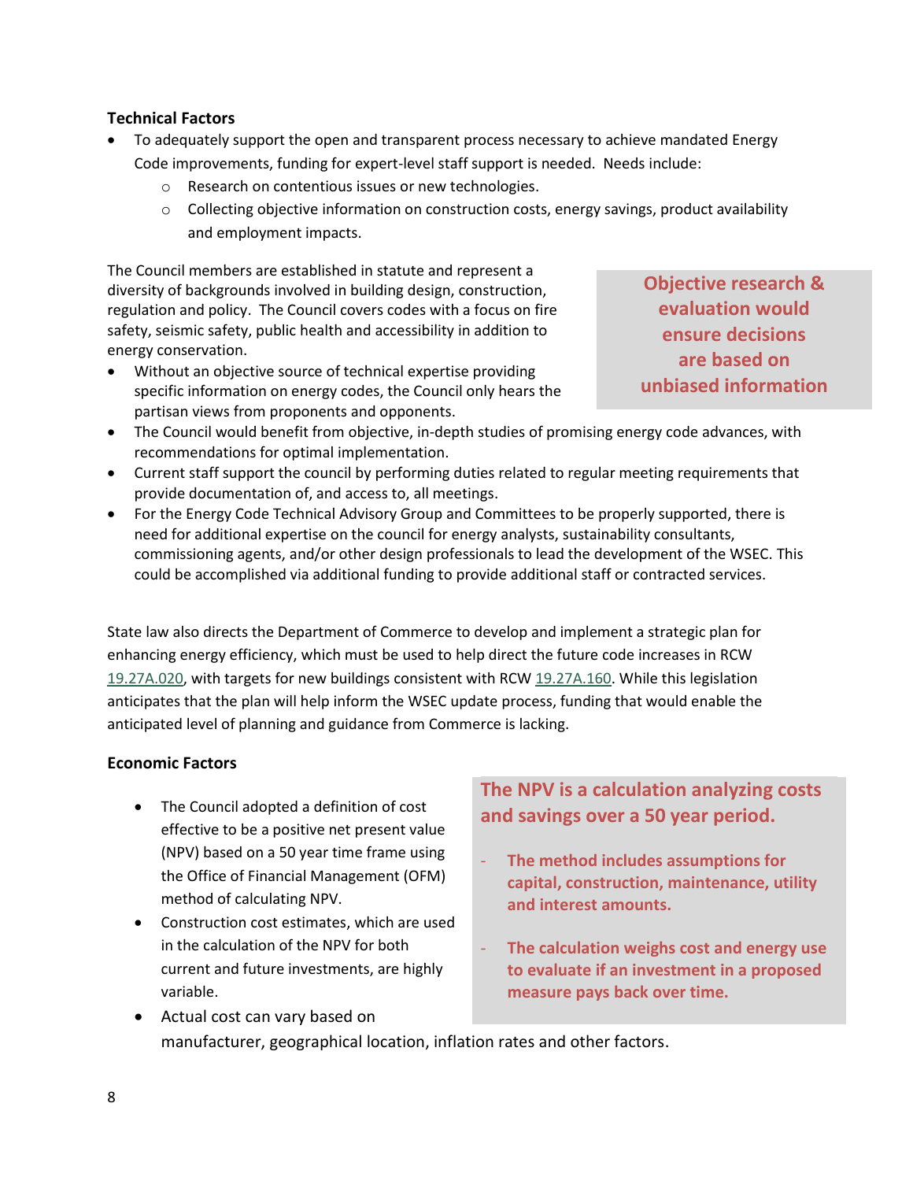### Technical Factors

- To adequately support the open and transparent process necessary to achieve mandated Energy Code improvements, funding for expert-level staff support is needed. Needs include:
  - Research on contentious issues or new technologies.
  - Collecting objective information on construction costs, energy savings, product availability and employment impacts.

The Council members are established in statute and represent a diversity of backgrounds involved in building design, construction, regulation and policy. The Council covers codes with a focus on fire safety, seismic safety, public health and accessibility in addition to energy conservation.

**Objective research & evaluation would ensure decisions are based on unbiased information**

- Without an objective source of technical expertise providing specific information on energy codes, the Council only hears the partisan views from proponents and opponents.
- The Council would benefit from objective, in-depth studies of promising energy code advances, with recommendations for optimal implementation.
- Current staff support the council by performing duties related to regular meeting requirements that provide documentation of, and access to, all meetings.
- For the Energy Code Technical Advisory Group and Committees to be properly supported, there is need for additional expertise on the council for energy analysts, sustainability consultants, commissioning agents, and/or other design professionals to lead the development of the WSEC. This could be accomplished via additional funding to provide additional staff or contracted services.

State law also directs the Department of Commerce to develop and implement a strategic plan for enhancing energy efficiency, which must be used to help direct the future code increases in RCW 19.27A.020, with targets for new buildings consistent with RCW 19.27A.160. While this legislation anticipates that the plan will help inform the WSEC update process, funding that would enable the anticipated level of planning and guidance from Commerce is lacking.

### Economic Factors

- The Council adopted a definition of cost effective to be a positive net present value (NPV) based on a 50 year time frame using the Office of Financial Management (OFM) method of calculating NPV.
- Construction cost estimates, which are used in the calculation of the NPV for both current and future investments, are highly variable.
- Actual cost can vary based on manufacturer, geographical location, inflation rates and other factors.

**The NPV is a calculation analyzing costs and savings over a 50 year period.**

- **The method includes assumptions for capital, construction, maintenance, utility and interest amounts.**
- **The calculation weighs cost and energy use to evaluate if an investment in a proposed measure pays back over time.**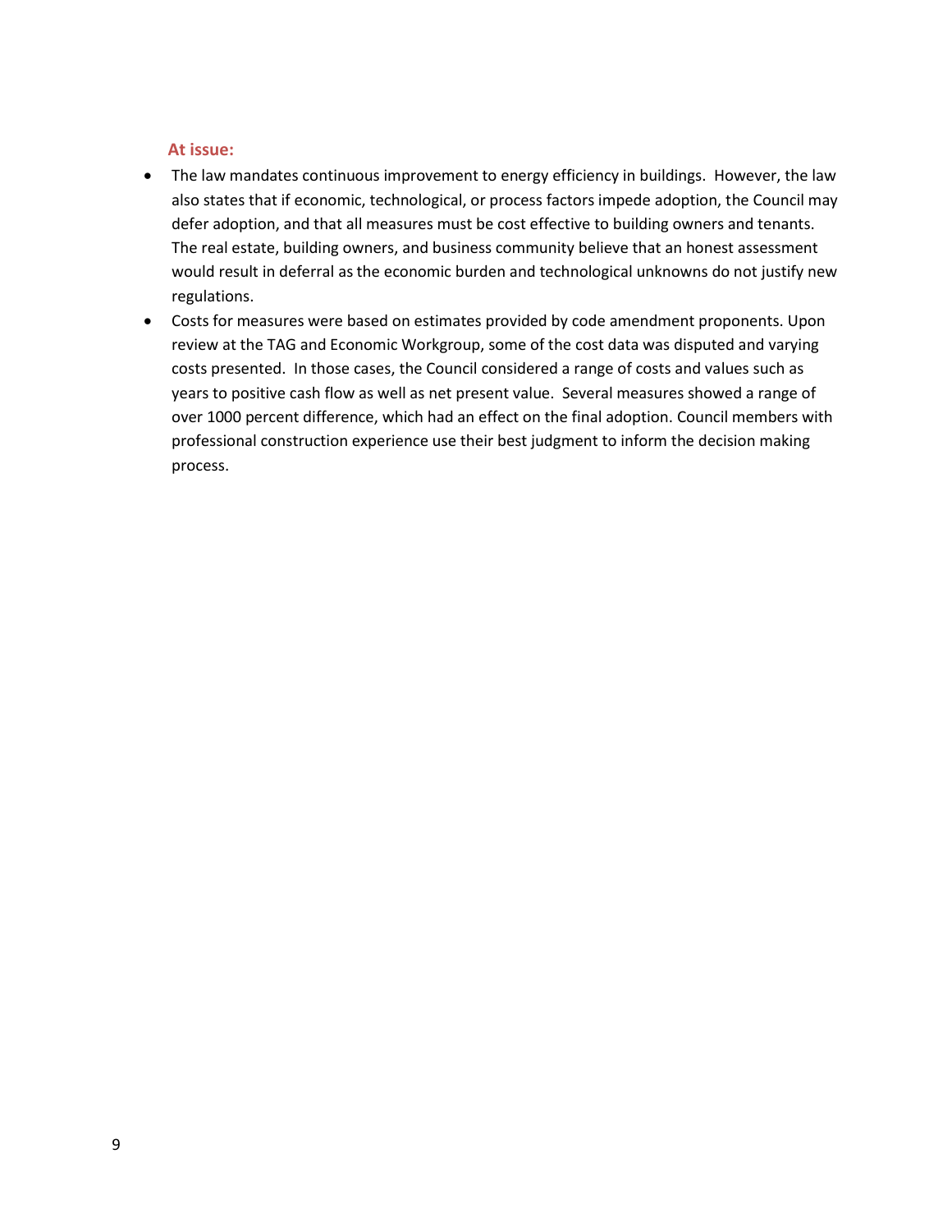**At issue:**

- The law mandates continuous improvement to energy efficiency in buildings. However, the law also states that if economic, technological, or process factors impede adoption, the Council may defer adoption, and that all measures must be cost effective to building owners and tenants. The real estate, building owners, and business community believe that an honest assessment would result in deferral as the economic burden and technological unknowns do not justify new regulations.
- Costs for measures were based on estimates provided by code amendment proponents. Upon review at the TAG and Economic Workgroup, some of the cost data was disputed and varying costs presented. In those cases, the Council considered a range of costs and values such as years to positive cash flow as well as net present value. Several measures showed a range of over 1000 percent difference, which had an effect on the final adoption. Council members with professional construction experience use their best judgment to inform the decision making process.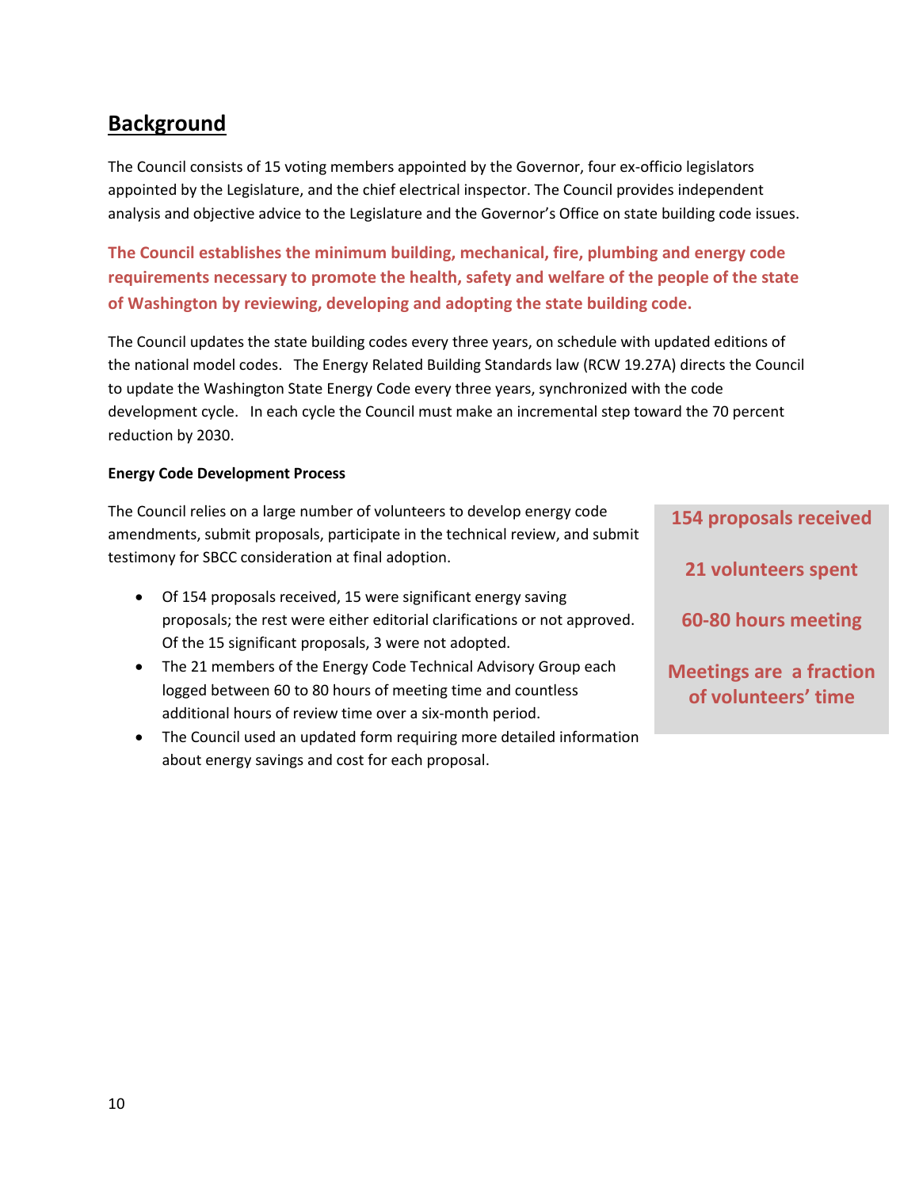## Background

The Council consists of 15 voting members appointed by the Governor, four ex-officio legislators appointed by the Legislature, and the chief electrical inspector. The Council provides independent analysis and objective advice to the Legislature and the Governor's Office on state building code issues.

**The Council establishes the minimum building, mechanical, fire, plumbing and energy code requirements necessary to promote the health, safety and welfare of the people of the state of Washington by reviewing, developing and adopting the state building code.**

The Council updates the state building codes every three years, on schedule with updated editions of the national model codes. The Energy Related Building Standards law (RCW 19.27A) directs the Council to update the Washington State Energy Code every three years, synchronized with the code development cycle. In each cycle the Council must make an incremental step toward the 70 percent reduction by 2030.

#### Energy Code Development Process

The Council relies on a large number of volunteers to develop energy code amendments, submit proposals, participate in the technical review, and submit testimony for SBCC consideration at final adoption.

- Of 154 proposals received, 15 were significant energy saving proposals; the rest were either editorial clarifications or not approved. Of the 15 significant proposals, 3 were not adopted.
- The 21 members of the Energy Code Technical Advisory Group each logged between 60 to 80 hours of meeting time and countless additional hours of review time over a six-month period.
- The Council used an updated form requiring more detailed information about energy savings and cost for each proposal.

**154 proposals received**

**21 volunteers spent**

**60-80 hours meeting**

**Meetings are a fraction of volunteers' time**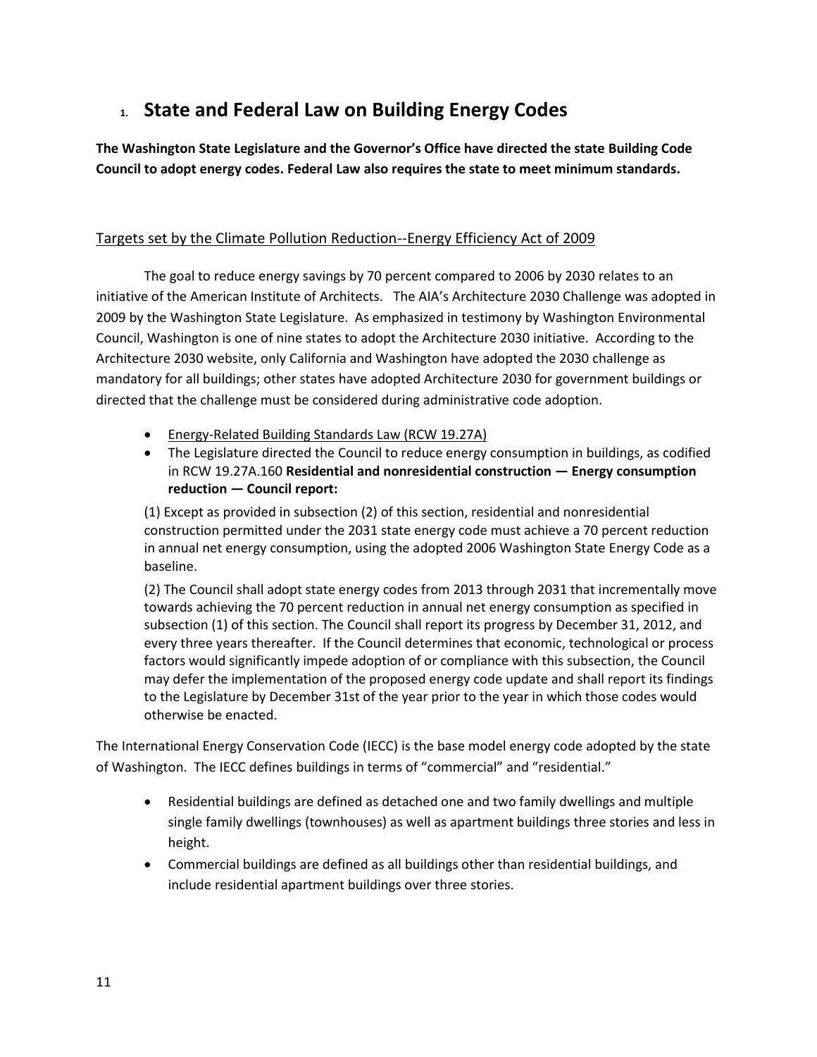# 1. State and Federal Law on Building Energy Codes

**The Washington State Legislature and the Governor's Office have directed the state Building Code Council to adopt energy codes. Federal Law also requires the state to meet minimum standards.**

<u>Targets set by the Climate Pollution Reduction--Energy Efficiency Act of 2009</u>

The goal to reduce energy savings by 70 percent compared to 2006 by 2030 relates to an initiative of the American Institute of Architects. The AIA's Architecture 2030 Challenge was adopted in 2009 by the Washington State Legislature. As emphasized in testimony by Washington Environmental Council, Washington is one of nine states to adopt the Architecture 2030 initiative. According to the Architecture 2030 website, only California and Washington have adopted the 2030 challenge as mandatory for all buildings; other states have adopted Architecture 2030 for government buildings or directed that the challenge must be considered during administrative code adoption.

- <u>Energy-Related Building Standards Law (RCW 19.27A)</u>
- The Legislature directed the Council to reduce energy consumption in buildings, as codified in RCW 19.27A.160 **Residential and nonresidential construction — Energy consumption reduction — Council report:**

  (1) Except as provided in subsection (2) of this section, residential and nonresidential construction permitted under the 2031 state energy code must achieve a 70 percent reduction in annual net energy consumption, using the adopted 2006 Washington State Energy Code as a baseline.

  (2) The Council shall adopt state energy codes from 2013 through 2031 that incrementally move towards achieving the 70 percent reduction in annual net energy consumption as specified in subsection (1) of this section. The Council shall report its progress by December 31, 2012, and every three years thereafter. If the Council determines that economic, technological or process factors would significantly impede adoption of or compliance with this subsection, the Council may defer the implementation of the proposed energy code update and shall report its findings to the Legislature by December 31st of the year prior to the year in which those codes would otherwise be enacted.

The International Energy Conservation Code (IECC) is the base model energy code adopted by the state of Washington. The IECC defines buildings in terms of "commercial" and "residential."

- Residential buildings are defined as detached one and two family dwellings and multiple single family dwellings (townhouses) as well as apartment buildings three stories and less in height.
- Commercial buildings are defined as all buildings other than residential buildings, and include residential apartment buildings over three stories.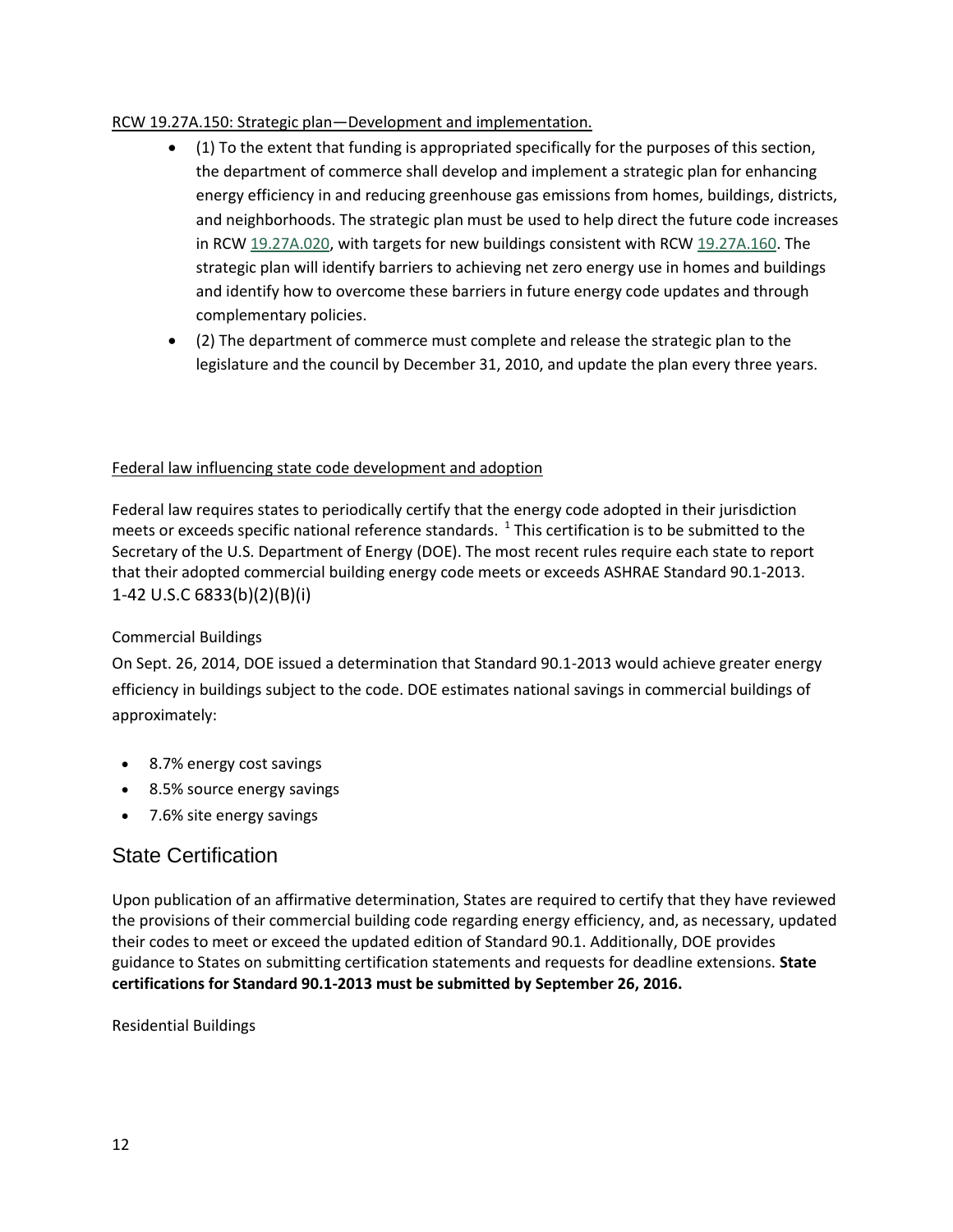RCW 19.27A.150: Strategic plan—Development and implementation.

- (1) To the extent that funding is appropriated specifically for the purposes of this section, the department of commerce shall develop and implement a strategic plan for enhancing energy efficiency in and reducing greenhouse gas emissions from homes, buildings, districts, and neighborhoods. The strategic plan must be used to help direct the future code increases in RCW 19.27A.020, with targets for new buildings consistent with RCW 19.27A.160. The strategic plan will identify barriers to achieving net zero energy use in homes and buildings and identify how to overcome these barriers in future energy code updates and through complementary policies.
- (2) The department of commerce must complete and release the strategic plan to the legislature and the council by December 31, 2010, and update the plan every three years.

Federal law influencing state code development and adoption

Federal law requires states to periodically certify that the energy code adopted in their jurisdiction meets or exceeds specific national reference standards. [1] This certification is to be submitted to the Secretary of the U.S. Department of Energy (DOE). The most recent rules require each state to report that their adopted commercial building energy code meets or exceeds ASHRAE Standard 90.1-2013.
1-42 U.S.C 6833(b)(2)(B)(i)

Commercial Buildings

On Sept. 26, 2014, DOE issued a determination that Standard 90.1-2013 would achieve greater energy efficiency in buildings subject to the code. DOE estimates national savings in commercial buildings of approximately:

- 8.7% energy cost savings
- 8.5% source energy savings
- 7.6% site energy savings

## State Certification

Upon publication of an affirmative determination, States are required to certify that they have reviewed the provisions of their commercial building code regarding energy efficiency, and, as necessary, updated their codes to meet or exceed the updated edition of Standard 90.1. Additionally, DOE provides guidance to States on submitting certification statements and requests for deadline extensions. **State certifications for Standard 90.1-2013 must be submitted by September 26, 2016.**

Residential Buildings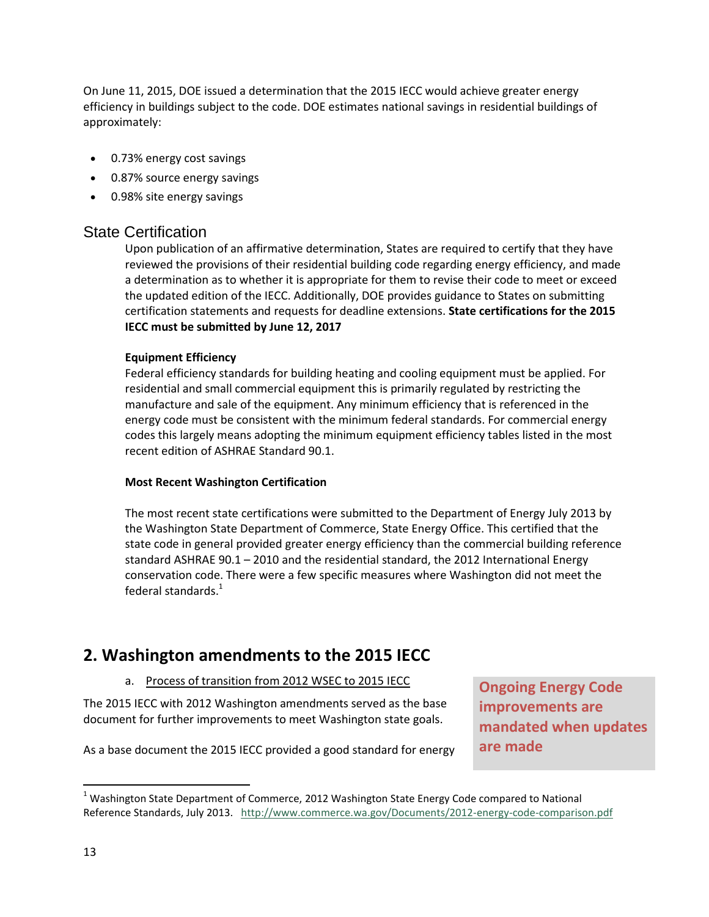On June 11, 2015, DOE issued a determination that the 2015 IECC would achieve greater energy efficiency in buildings subject to the code. DOE estimates national savings in residential buildings of approximately:

- 0.73% energy cost savings
- 0.87% source energy savings
- 0.98% site energy savings

### State Certification

Upon publication of an affirmative determination, States are required to certify that they have reviewed the provisions of their residential building code regarding energy efficiency, and made a determination as to whether it is appropriate for them to revise their code to meet or exceed the updated edition of the IECC. Additionally, DOE provides guidance to States on submitting certification statements and requests for deadline extensions. **State certifications for the 2015 IECC must be submitted by June 12, 2017**

**Equipment Efficiency**

Federal efficiency standards for building heating and cooling equipment must be applied. For residential and small commercial equipment this is primarily regulated by restricting the manufacture and sale of the equipment. Any minimum efficiency that is referenced in the energy code must be consistent with the minimum federal standards. For commercial energy codes this largely means adopting the minimum equipment efficiency tables listed in the most recent edition of ASHRAE Standard 90.1.

**Most Recent Washington Certification**

The most recent state certifications were submitted to the Department of Energy July 2013 by the Washington State Department of Commerce, State Energy Office. This certified that the state code in general provided greater energy efficiency than the commercial building reference standard ASHRAE 90.1 – 2010 and the residential standard, the 2012 International Energy conservation code. There were a few specific measures where Washington did not meet the federal standards.[1]

## 2. Washington amendments to the 2015 IECC

a. Process of transition from 2012 WSEC to 2015 IECC

**Ongoing Energy Code improvements are mandated when updates are made**

The 2015 IECC with 2012 Washington amendments served as the base document for further improvements to meet Washington state goals.

As a base document the 2015 IECC provided a good standard for energy

[1] Washington State Department of Commerce, 2012 Washington State Energy Code compared to National Reference Standards, July 2013. http://www.commerce.wa.gov/Documents/2012-energy-code-comparison.pdf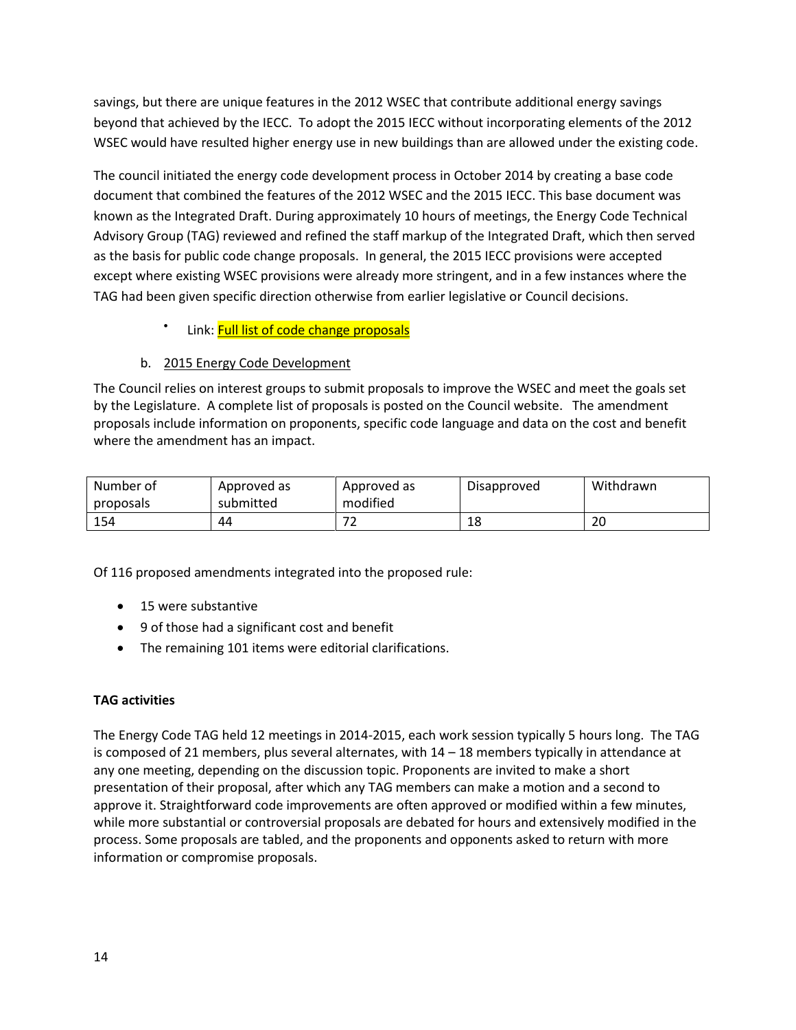savings, but there are unique features in the 2012 WSEC that contribute additional energy savings beyond that achieved by the IECC. To adopt the 2015 IECC without incorporating elements of the 2012 WSEC would have resulted higher energy use in new buildings than are allowed under the existing code.

The council initiated the energy code development process in October 2014 by creating a base code document that combined the features of the 2012 WSEC and the 2015 IECC. This base document was known as the Integrated Draft. During approximately 10 hours of meetings, the Energy Code Technical Advisory Group (TAG) reviewed and refined the staff markup of the Integrated Draft, which then served as the basis for public code change proposals. In general, the 2015 IECC provisions were accepted except where existing WSEC provisions were already more stringent, and in a few instances where the TAG had been given specific direction otherwise from earlier legislative or Council decisions.

- Link: Full list of code change proposals

b. 2015 Energy Code Development

The Council relies on interest groups to submit proposals to improve the WSEC and meet the goals set by the Legislature. A complete list of proposals is posted on the Council website. The amendment proposals include information on proponents, specific code language and data on the cost and benefit where the amendment has an impact.

| Number of proposals | Approved as submitted | Approved as modified | Disapproved | Withdrawn |
|---|---|---|---|---|
| 154 | 44 | 72 | 18 | 20 |

Of 116 proposed amendments integrated into the proposed rule:

- 15 were substantive
- 9 of those had a significant cost and benefit
- The remaining 101 items were editorial clarifications.

**TAG activities**

The Energy Code TAG held 12 meetings in 2014-2015, each work session typically 5 hours long. The TAG is composed of 21 members, plus several alternates, with 14 – 18 members typically in attendance at any one meeting, depending on the discussion topic. Proponents are invited to make a short presentation of their proposal, after which any TAG members can make a motion and a second to approve it. Straightforward code improvements are often approved or modified within a few minutes, while more substantial or controversial proposals are debated for hours and extensively modified in the process. Some proposals are tabled, and the proponents and opponents asked to return with more information or compromise proposals.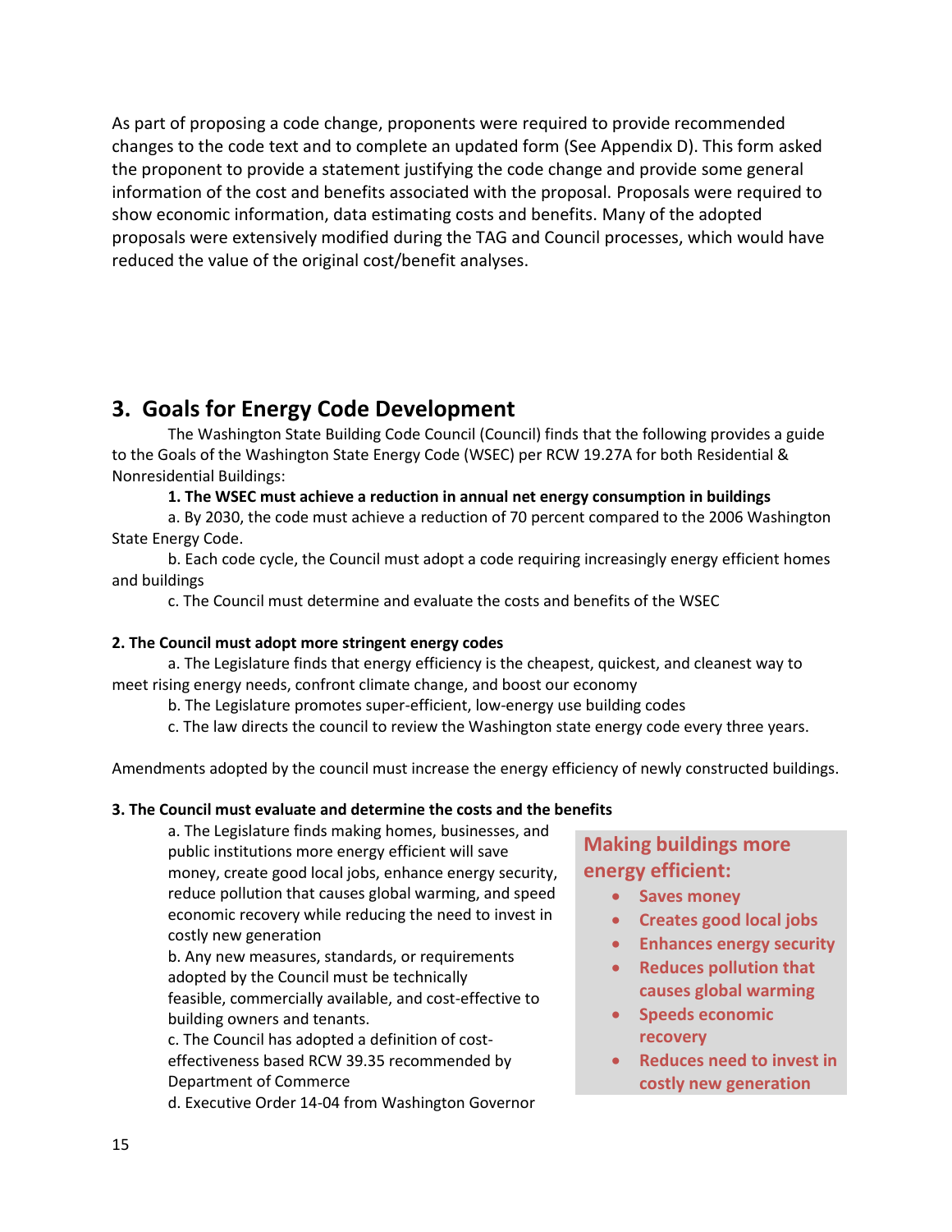As part of proposing a code change, proponents were required to provide recommended changes to the code text and to complete an updated form (See Appendix D). This form asked the proponent to provide a statement justifying the code change and provide some general information of the cost and benefits associated with the proposal. Proposals were required to show economic information, data estimating costs and benefits. Many of the adopted proposals were extensively modified during the TAG and Council processes, which would have reduced the value of the original cost/benefit analyses.

## 3. Goals for Energy Code Development

The Washington State Building Code Council (Council) finds that the following provides a guide to the Goals of the Washington State Energy Code (WSEC) per RCW 19.27A for both Residential & Nonresidential Buildings:

**1. The WSEC must achieve a reduction in annual net energy consumption in buildings**

a. By 2030, the code must achieve a reduction of 70 percent compared to the 2006 Washington State Energy Code.

b. Each code cycle, the Council must adopt a code requiring increasingly energy efficient homes and buildings

c. The Council must determine and evaluate the costs and benefits of the WSEC

**2. The Council must adopt more stringent energy codes**

a. The Legislature finds that energy efficiency is the cheapest, quickest, and cleanest way to meet rising energy needs, confront climate change, and boost our economy

b. The Legislature promotes super-efficient, low-energy use building codes

c. The law directs the council to review the Washington state energy code every three years.

Amendments adopted by the council must increase the energy efficiency of newly constructed buildings.

**3. The Council must evaluate and determine the costs and the benefits**

a. The Legislature finds making homes, businesses, and public institutions more energy efficient will save money, create good local jobs, enhance energy security, reduce pollution that causes global warming, and speed economic recovery while reducing the need to invest in costly new generation

b. Any new measures, standards, or requirements adopted by the Council must be technically feasible, commercially available, and cost-effective to building owners and tenants.

c. The Council has adopted a definition of cost-effectiveness based RCW 39.35 recommended by Department of Commerce

d. Executive Order 14-04 from Washington Governor

**Making buildings more energy efficient:**

- **Saves money**
- **Creates good local jobs**
- **Enhances energy security**
- **Reduces pollution that causes global warming**
- **Speeds economic recovery**
- **Reduces need to invest in costly new generation**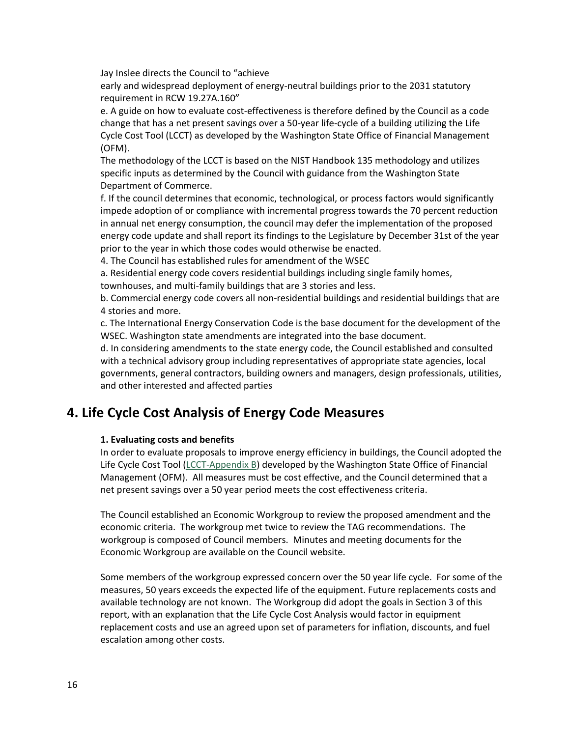Jay Inslee directs the Council to "achieve early and widespread deployment of energy-neutral buildings prior to the 2031 statutory requirement in RCW 19.27A.160"

e. A guide on how to evaluate cost-effectiveness is therefore defined by the Council as a code change that has a net present savings over a 50-year life-cycle of a building utilizing the Life Cycle Cost Tool (LCCT) as developed by the Washington State Office of Financial Management (OFM).

The methodology of the LCCT is based on the NIST Handbook 135 methodology and utilizes specific inputs as determined by the Council with guidance from the Washington State Department of Commerce.

f. If the council determines that economic, technological, or process factors would significantly impede adoption of or compliance with incremental progress towards the 70 percent reduction in annual net energy consumption, the council may defer the implementation of the proposed energy code update and shall report its findings to the Legislature by December 31st of the year prior to the year in which those codes would otherwise be enacted.

4. The Council has established rules for amendment of the WSEC

a. Residential energy code covers residential buildings including single family homes, townhouses, and multi-family buildings that are 3 stories and less.

b. Commercial energy code covers all non-residential buildings and residential buildings that are 4 stories and more.

c. The International Energy Conservation Code is the base document for the development of the WSEC. Washington state amendments are integrated into the base document.

d. In considering amendments to the state energy code, the Council established and consulted with a technical advisory group including representatives of appropriate state agencies, local governments, general contractors, building owners and managers, design professionals, utilities, and other interested and affected parties

# 4. Life Cycle Cost Analysis of Energy Code Measures

### 1. Evaluating costs and benefits

In order to evaluate proposals to improve energy efficiency in buildings, the Council adopted the Life Cycle Cost Tool (LCCT-Appendix B) developed by the Washington State Office of Financial Management (OFM). All measures must be cost effective, and the Council determined that a net present savings over a 50 year period meets the cost effectiveness criteria.

The Council established an Economic Workgroup to review the proposed amendment and the economic criteria. The workgroup met twice to review the TAG recommendations. The workgroup is composed of Council members. Minutes and meeting documents for the Economic Workgroup are available on the Council website.

Some members of the workgroup expressed concern over the 50 year life cycle. For some of the measures, 50 years exceeds the expected life of the equipment. Future replacements costs and available technology are not known. The Workgroup did adopt the goals in Section 3 of this report, with an explanation that the Life Cycle Cost Analysis would factor in equipment replacement costs and use an agreed upon set of parameters for inflation, discounts, and fuel escalation among other costs.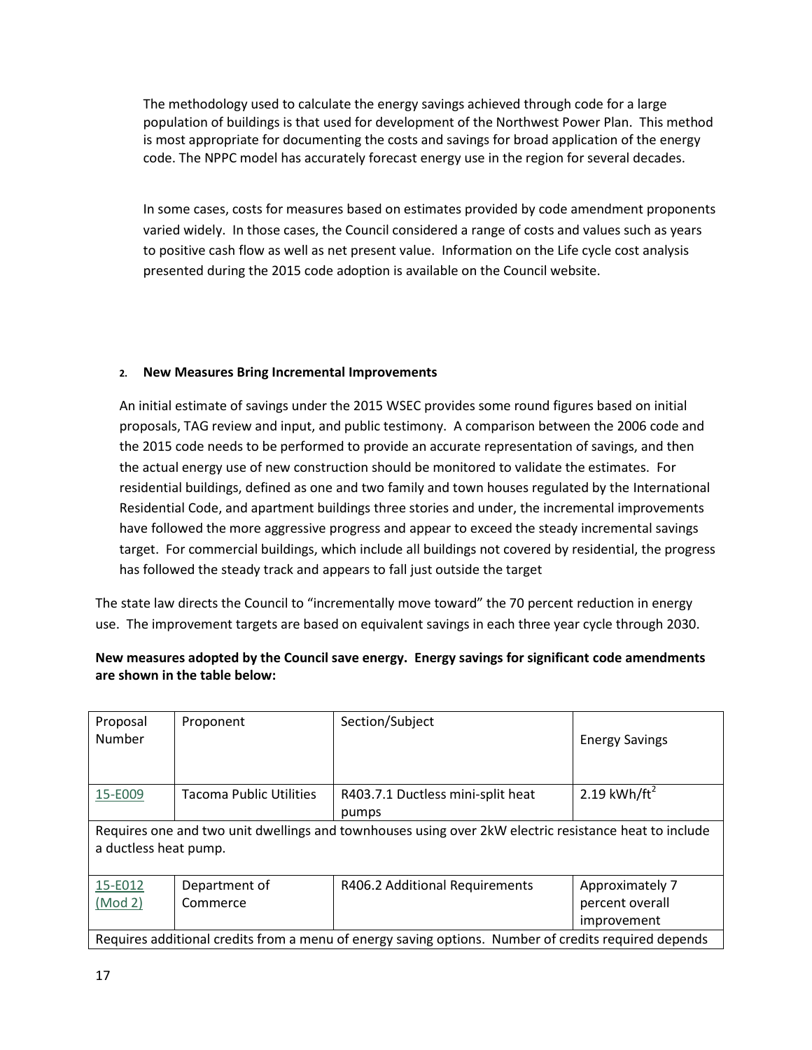The methodology used to calculate the energy savings achieved through code for a large population of buildings is that used for development of the Northwest Power Plan. This method is most appropriate for documenting the costs and savings for broad application of the energy code. The NPPC model has accurately forecast energy use in the region for several decades.

In some cases, costs for measures based on estimates provided by code amendment proponents varied widely. In those cases, the Council considered a range of costs and values such as years to positive cash flow as well as net present value. Information on the Life cycle cost analysis presented during the 2015 code adoption is available on the Council website.

2. **New Measures Bring Incremental Improvements**

An initial estimate of savings under the 2015 WSEC provides some round figures based on initial proposals, TAG review and input, and public testimony. A comparison between the 2006 code and the 2015 code needs to be performed to provide an accurate representation of savings, and then the actual energy use of new construction should be monitored to validate the estimates. For residential buildings, defined as one and two family and town houses regulated by the International Residential Code, and apartment buildings three stories and under, the incremental improvements have followed the more aggressive progress and appear to exceed the steady incremental savings target. For commercial buildings, which include all buildings not covered by residential, the progress has followed the steady track and appears to fall just outside the target

The state law directs the Council to "incrementally move toward" the 70 percent reduction in energy use. The improvement targets are based on equivalent savings in each three year cycle through 2030.

**New measures adopted by the Council save energy. Energy savings for significant code amendments are shown in the table below:**

| Proposal Number | Proponent | Section/Subject | Energy Savings |
|---|---|---|---|
| 15-E009 | Tacoma Public Utilities | R403.7.1 Ductless mini-split heat pumps | 2.19 kWh/ft[2] |
| Requires one and two unit dwellings and townhouses using over 2kW electric resistance heat to include a ductless heat pump. | | | |
| 15-E012 (Mod 2) | Department of Commerce | R406.2 Additional Requirements | Approximately 7 percent overall improvement |
| Requires additional credits from a menu of energy saving options. Number of credits required depends | | | |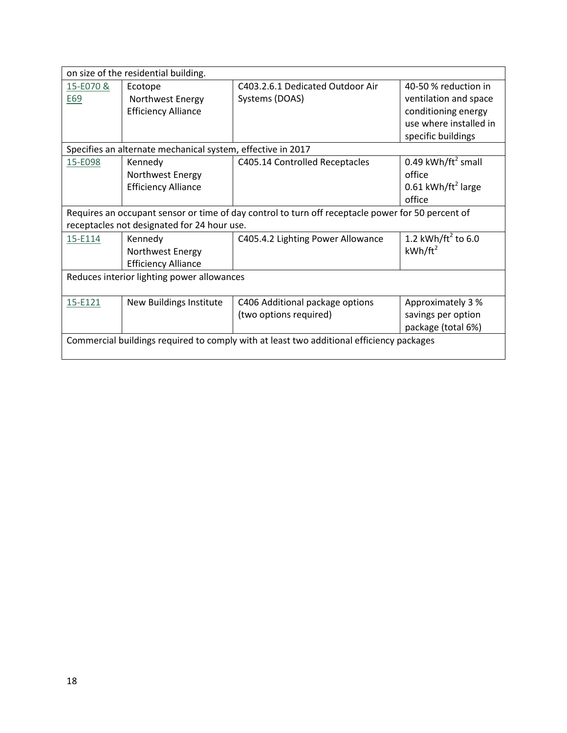| | | | |
|---|---|---|---|
| on size of the residential building. | | | |
| 15-E070 & E69 | Ecotope Northwest Energy Efficiency Alliance | C403.2.6.1 Dedicated Outdoor Air Systems (DOAS) | 40-50 % reduction in ventilation and space conditioning energy use where installed in specific buildings |
| Specifies an alternate mechanical system, effective in 2017 | | | |
| 15-E098 | Kennedy Northwest Energy Efficiency Alliance | C405.14 Controlled Receptacles | 0.49 kWh/ft$^2$ small office 0.61 kWh/ft$^2$ large office |
| Requires an occupant sensor or time of day control to turn off receptacle power for 50 percent of receptacles not designated for 24 hour use. | | | |
| 15-E114 | Kennedy Northwest Energy Efficiency Alliance | C405.4.2 Lighting Power Allowance | 1.2 kWh/ft$^2$ to 6.0 kWh/ft$^2$ |
| Reduces interior lighting power allowances | | | |
| 15-E121 | New Buildings Institute | C406 Additional package options (two options required) | Approximately 3 % savings per option package (total 6%) |
| Commercial buildings required to comply with at least two additional efficiency packages | | | |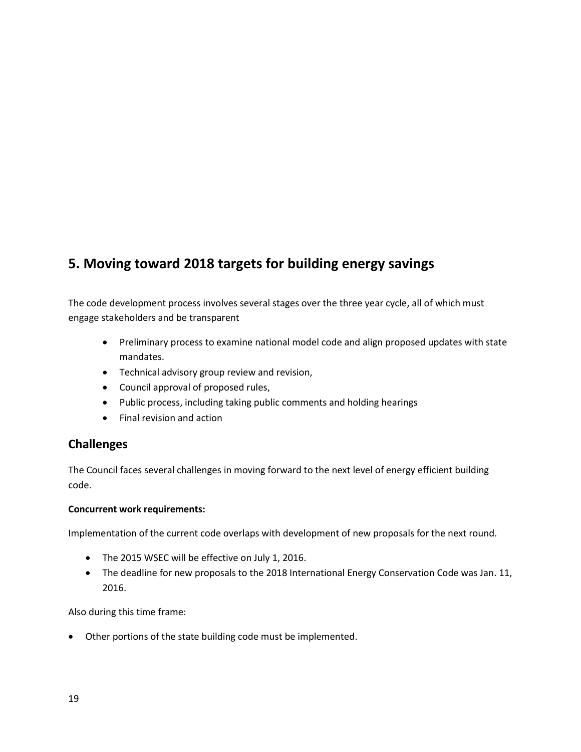# 5. Moving toward 2018 targets for building energy savings

The code development process involves several stages over the three year cycle, all of which must engage stakeholders and be transparent

- Preliminary process to examine national model code and align proposed updates with state mandates.
- Technical advisory group review and revision,
- Council approval of proposed rules,
- Public process, including taking public comments and holding hearings
- Final revision and action

## Challenges

The Council faces several challenges in moving forward to the next level of energy efficient building code.

**Concurrent work requirements:**

Implementation of the current code overlaps with development of new proposals for the next round.

- The 2015 WSEC will be effective on July 1, 2016.
- The deadline for new proposals to the 2018 International Energy Conservation Code was Jan. 11, 2016.

Also during this time frame:

- Other portions of the state building code must be implemented.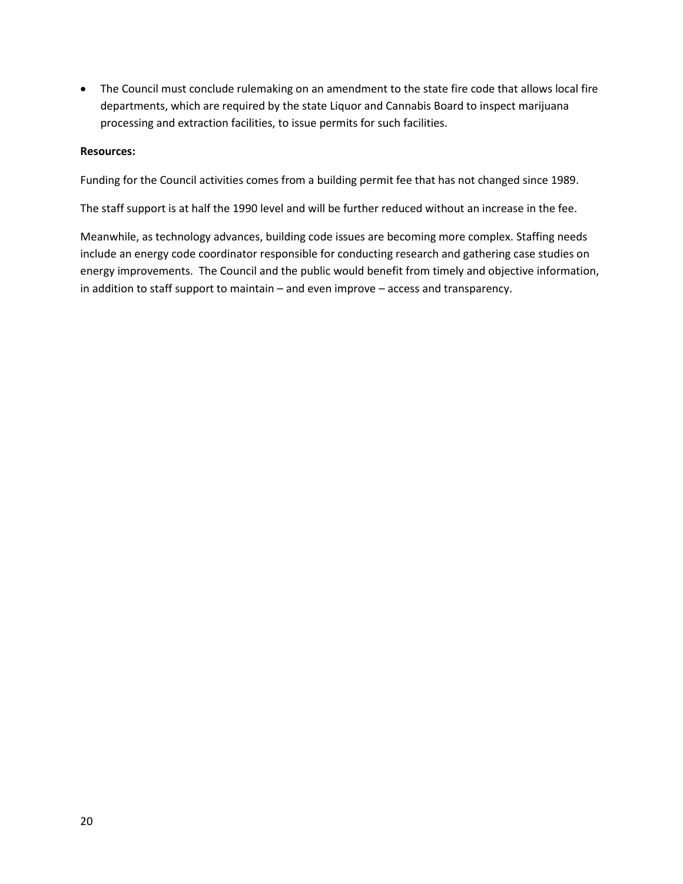- The Council must conclude rulemaking on an amendment to the state fire code that allows local fire departments, which are required by the state Liquor and Cannabis Board to inspect marijuana processing and extraction facilities, to issue permits for such facilities.

**Resources:**

Funding for the Council activities comes from a building permit fee that has not changed since 1989.

The staff support is at half the 1990 level and will be further reduced without an increase in the fee.

Meanwhile, as technology advances, building code issues are becoming more complex. Staffing needs include an energy code coordinator responsible for conducting research and gathering case studies on energy improvements. The Council and the public would benefit from timely and objective information, in addition to staff support to maintain – and even improve – access and transparency.